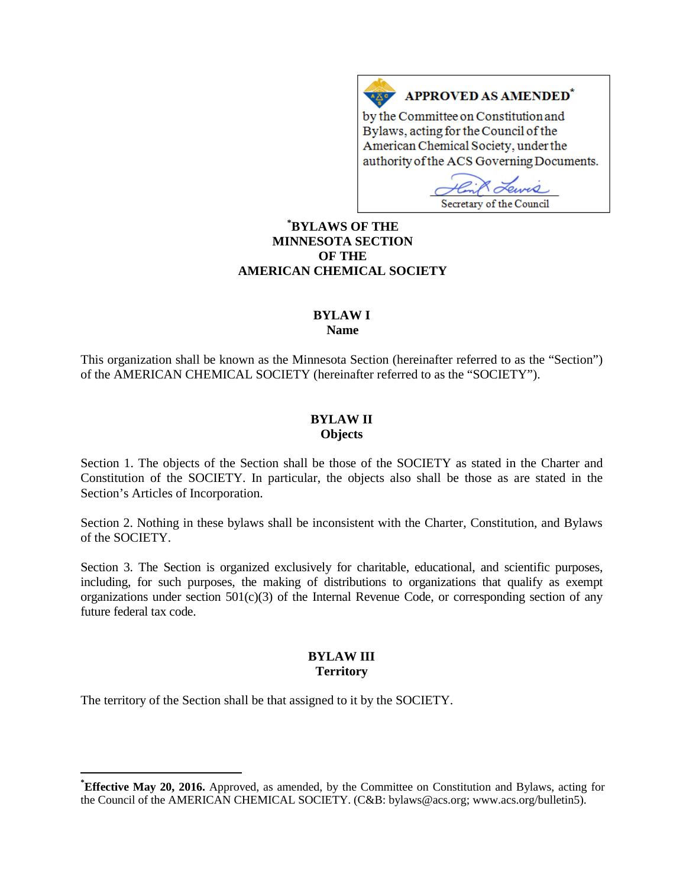**APPROVED AS AMENDED[*]**

by the Committee on Constitution and Bylaws, acting for the Council of the American Chemical Society, under the authority of the ACS Governing Documents.

Secretary of the Council

# [*]BYLAWS OF THE MINNESOTA SECTION OF THE AMERICAN CHEMICAL SOCIETY

## BYLAW I
### Name

This organization shall be known as the Minnesota Section (hereinafter referred to as the "Section") of the AMERICAN CHEMICAL SOCIETY (hereinafter referred to as the "SOCIETY").

## BYLAW II
### Objects

Section 1. The objects of the Section shall be those of the SOCIETY as stated in the Charter and Constitution of the SOCIETY. In particular, the objects also shall be those as are stated in the Section's Articles of Incorporation.

Section 2. Nothing in these bylaws shall be inconsistent with the Charter, Constitution, and Bylaws of the SOCIETY.

Section 3. The Section is organized exclusively for charitable, educational, and scientific purposes, including, for such purposes, the making of distributions to organizations that qualify as exempt organizations under section 501(c)(3) of the Internal Revenue Code, or corresponding section of any future federal tax code.

## BYLAW III
### Territory

The territory of the Section shall be that assigned to it by the SOCIETY.

---

[*]**Effective May 20, 2016.** Approved, as amended, by the Committee on Constitution and Bylaws, acting for the Council of the AMERICAN CHEMICAL SOCIETY. (C&B: bylaws@acs.org; www.acs.org/bulletin5).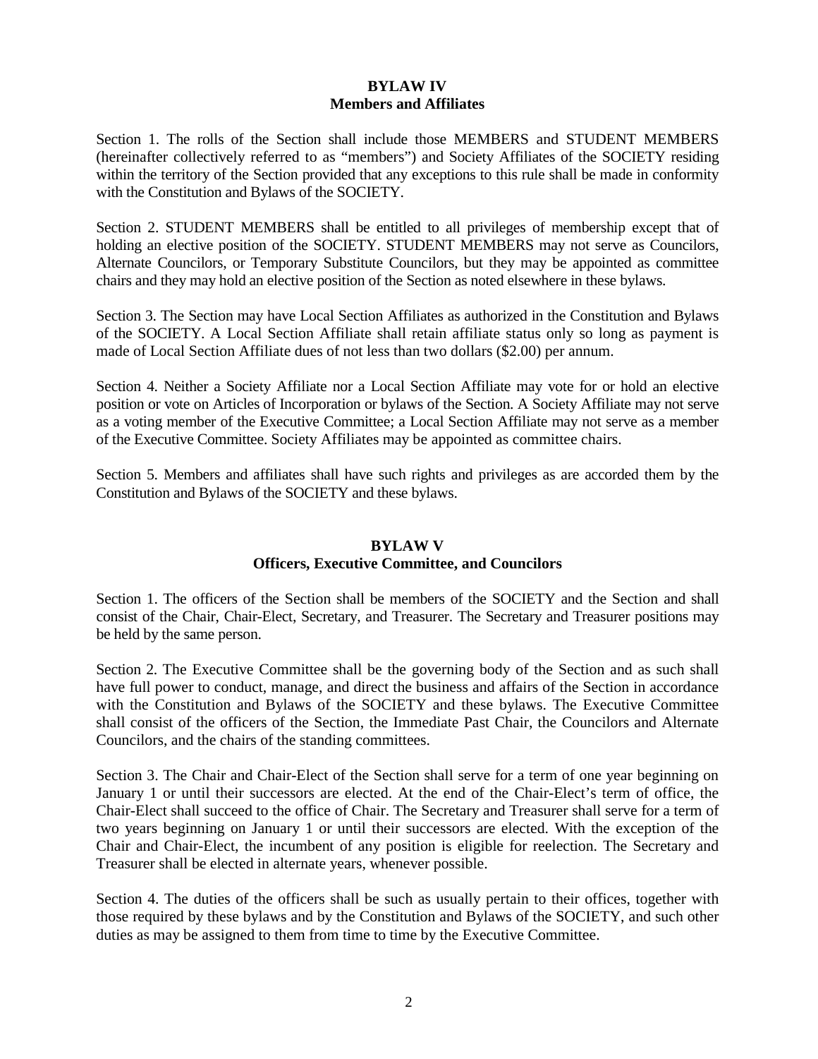## BYLAW IV
## Members and Affiliates

Section 1. The rolls of the Section shall include those MEMBERS and STUDENT MEMBERS (hereinafter collectively referred to as "members") and Society Affiliates of the SOCIETY residing within the territory of the Section provided that any exceptions to this rule shall be made in conformity with the Constitution and Bylaws of the SOCIETY.

Section 2. STUDENT MEMBERS shall be entitled to all privileges of membership except that of holding an elective position of the SOCIETY. STUDENT MEMBERS may not serve as Councilors, Alternate Councilors, or Temporary Substitute Councilors, but they may be appointed as committee chairs and they may hold an elective position of the Section as noted elsewhere in these bylaws.

Section 3. The Section may have Local Section Affiliates as authorized in the Constitution and Bylaws of the SOCIETY. A Local Section Affiliate shall retain affiliate status only so long as payment is made of Local Section Affiliate dues of not less than two dollars ($2.00) per annum.

Section 4. Neither a Society Affiliate nor a Local Section Affiliate may vote for or hold an elective position or vote on Articles of Incorporation or bylaws of the Section. A Society Affiliate may not serve as a voting member of the Executive Committee; a Local Section Affiliate may not serve as a member of the Executive Committee. Society Affiliates may be appointed as committee chairs.

Section 5. Members and affiliates shall have such rights and privileges as are accorded them by the Constitution and Bylaws of the SOCIETY and these bylaws.

## BYLAW V
## Officers, Executive Committee, and Councilors

Section 1. The officers of the Section shall be members of the SOCIETY and the Section and shall consist of the Chair, Chair-Elect, Secretary, and Treasurer. The Secretary and Treasurer positions may be held by the same person.

Section 2. The Executive Committee shall be the governing body of the Section and as such shall have full power to conduct, manage, and direct the business and affairs of the Section in accordance with the Constitution and Bylaws of the SOCIETY and these bylaws. The Executive Committee shall consist of the officers of the Section, the Immediate Past Chair, the Councilors and Alternate Councilors, and the chairs of the standing committees.

Section 3. The Chair and Chair-Elect of the Section shall serve for a term of one year beginning on January 1 or until their successors are elected. At the end of the Chair-Elect's term of office, the Chair-Elect shall succeed to the office of Chair. The Secretary and Treasurer shall serve for a term of two years beginning on January 1 or until their successors are elected. With the exception of the Chair and Chair-Elect, the incumbent of any position is eligible for reelection. The Secretary and Treasurer shall be elected in alternate years, whenever possible.

Section 4. The duties of the officers shall be such as usually pertain to their offices, together with those required by these bylaws and by the Constitution and Bylaws of the SOCIETY, and such other duties as may be assigned to them from time to time by the Executive Committee.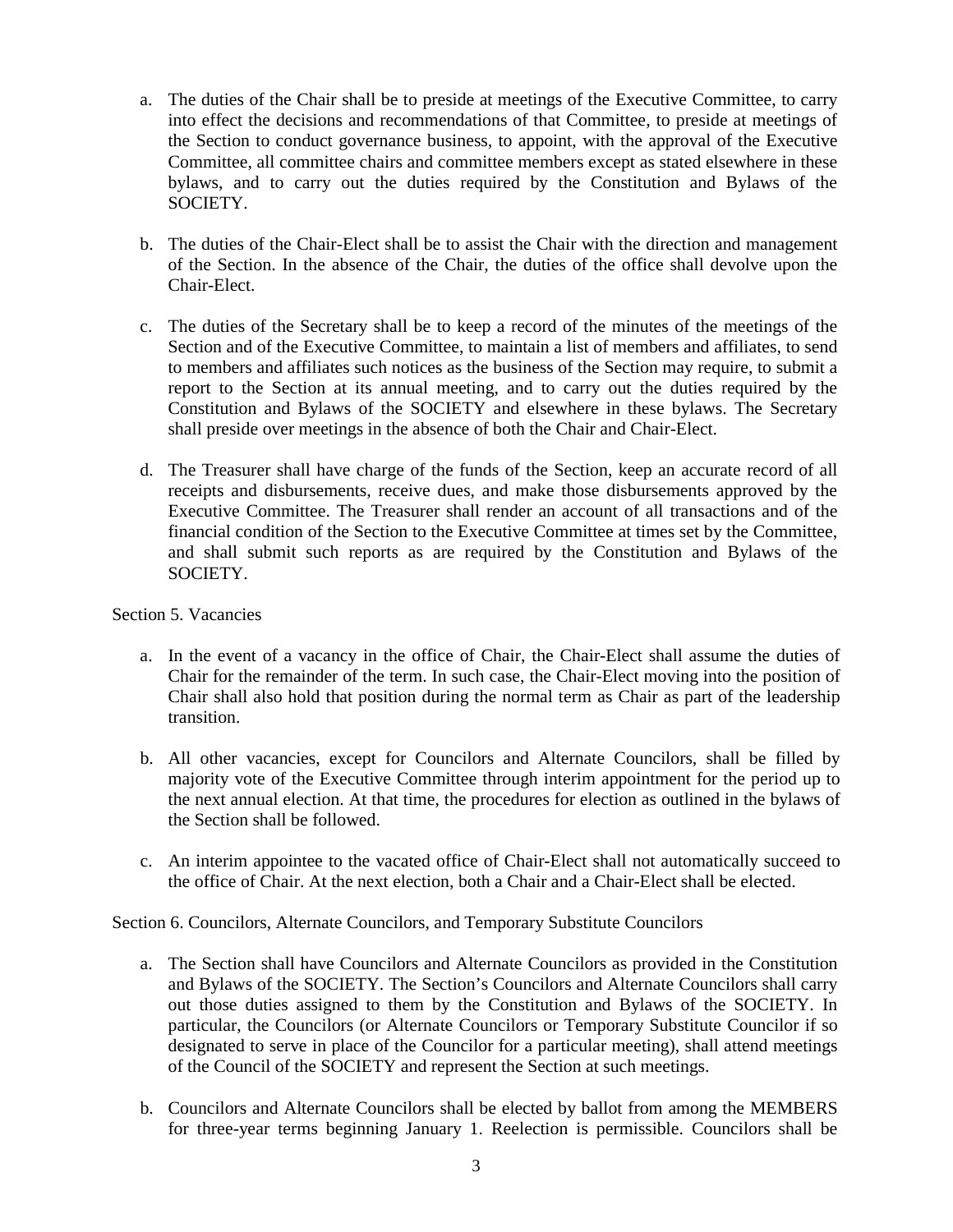a. The duties of the Chair shall be to preside at meetings of the Executive Committee, to carry into effect the decisions and recommendations of that Committee, to preside at meetings of the Section to conduct governance business, to appoint, with the approval of the Executive Committee, all committee chairs and committee members except as stated elsewhere in these bylaws, and to carry out the duties required by the Constitution and Bylaws of the SOCIETY.

b. The duties of the Chair-Elect shall be to assist the Chair with the direction and management of the Section. In the absence of the Chair, the duties of the office shall devolve upon the Chair-Elect.

c. The duties of the Secretary shall be to keep a record of the minutes of the meetings of the Section and of the Executive Committee, to maintain a list of members and affiliates, to send to members and affiliates such notices as the business of the Section may require, to submit a report to the Section at its annual meeting, and to carry out the duties required by the Constitution and Bylaws of the SOCIETY and elsewhere in these bylaws. The Secretary shall preside over meetings in the absence of both the Chair and Chair-Elect.

d. The Treasurer shall have charge of the funds of the Section, keep an accurate record of all receipts and disbursements, receive dues, and make those disbursements approved by the Executive Committee. The Treasurer shall render an account of all transactions and of the financial condition of the Section to the Executive Committee at times set by the Committee, and shall submit such reports as are required by the Constitution and Bylaws of the SOCIETY.

Section 5. Vacancies

a. In the event of a vacancy in the office of Chair, the Chair-Elect shall assume the duties of Chair for the remainder of the term. In such case, the Chair-Elect moving into the position of Chair shall also hold that position during the normal term as Chair as part of the leadership transition.

b. All other vacancies, except for Councilors and Alternate Councilors, shall be filled by majority vote of the Executive Committee through interim appointment for the period up to the next annual election. At that time, the procedures for election as outlined in the bylaws of the Section shall be followed.

c. An interim appointee to the vacated office of Chair-Elect shall not automatically succeed to the office of Chair. At the next election, both a Chair and a Chair-Elect shall be elected.

Section 6. Councilors, Alternate Councilors, and Temporary Substitute Councilors

a. The Section shall have Councilors and Alternate Councilors as provided in the Constitution and Bylaws of the SOCIETY. The Section's Councilors and Alternate Councilors shall carry out those duties assigned to them by the Constitution and Bylaws of the SOCIETY. In particular, the Councilors (or Alternate Councilors or Temporary Substitute Councilor if so designated to serve in place of the Councilor for a particular meeting), shall attend meetings of the Council of the SOCIETY and represent the Section at such meetings.

b. Councilors and Alternate Councilors shall be elected by ballot from among the MEMBERS for three-year terms beginning January 1. Reelection is permissible. Councilors shall be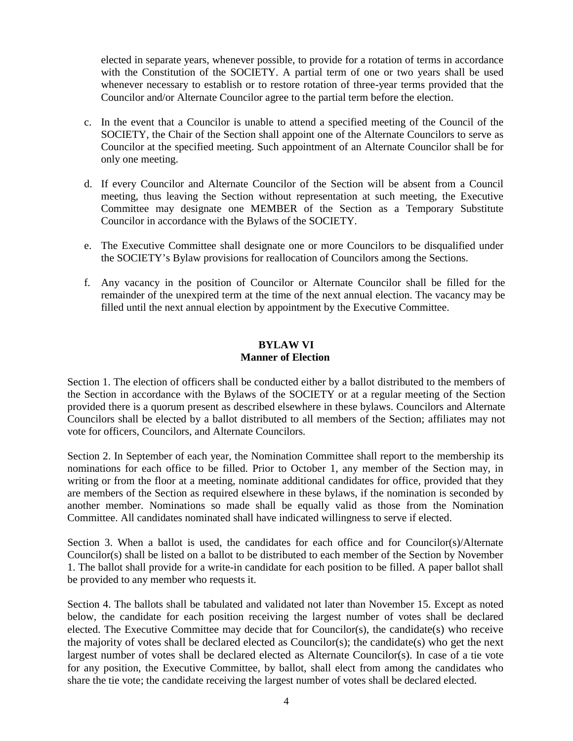elected in separate years, whenever possible, to provide for a rotation of terms in accordance with the Constitution of the SOCIETY. A partial term of one or two years shall be used whenever necessary to establish or to restore rotation of three-year terms provided that the Councilor and/or Alternate Councilor agree to the partial term before the election.

c. In the event that a Councilor is unable to attend a specified meeting of the Council of the SOCIETY, the Chair of the Section shall appoint one of the Alternate Councilors to serve as Councilor at the specified meeting. Such appointment of an Alternate Councilor shall be for only one meeting.

d. If every Councilor and Alternate Councilor of the Section will be absent from a Council meeting, thus leaving the Section without representation at such meeting, the Executive Committee may designate one MEMBER of the Section as a Temporary Substitute Councilor in accordance with the Bylaws of the SOCIETY.

e. The Executive Committee shall designate one or more Councilors to be disqualified under the SOCIETY's Bylaw provisions for reallocation of Councilors among the Sections.

f. Any vacancy in the position of Councilor or Alternate Councilor shall be filled for the remainder of the unexpired term at the time of the next annual election. The vacancy may be filled until the next annual election by appointment by the Executive Committee.

## BYLAW VI
## Manner of Election

Section 1. The election of officers shall be conducted either by a ballot distributed to the members of the Section in accordance with the Bylaws of the SOCIETY or at a regular meeting of the Section provided there is a quorum present as described elsewhere in these bylaws. Councilors and Alternate Councilors shall be elected by a ballot distributed to all members of the Section; affiliates may not vote for officers, Councilors, and Alternate Councilors.

Section 2. In September of each year, the Nomination Committee shall report to the membership its nominations for each office to be filled. Prior to October 1, any member of the Section may, in writing or from the floor at a meeting, nominate additional candidates for office, provided that they are members of the Section as required elsewhere in these bylaws, if the nomination is seconded by another member. Nominations so made shall be equally valid as those from the Nomination Committee. All candidates nominated shall have indicated willingness to serve if elected.

Section 3. When a ballot is used, the candidates for each office and for Councilor(s)/Alternate Councilor(s) shall be listed on a ballot to be distributed to each member of the Section by November 1. The ballot shall provide for a write-in candidate for each position to be filled. A paper ballot shall be provided to any member who requests it.

Section 4. The ballots shall be tabulated and validated not later than November 15. Except as noted below, the candidate for each position receiving the largest number of votes shall be declared elected. The Executive Committee may decide that for Councilor(s), the candidate(s) who receive the majority of votes shall be declared elected as Councilor(s); the candidate(s) who get the next largest number of votes shall be declared elected as Alternate Councilor(s). In case of a tie vote for any position, the Executive Committee, by ballot, shall elect from among the candidates who share the tie vote; the candidate receiving the largest number of votes shall be declared elected.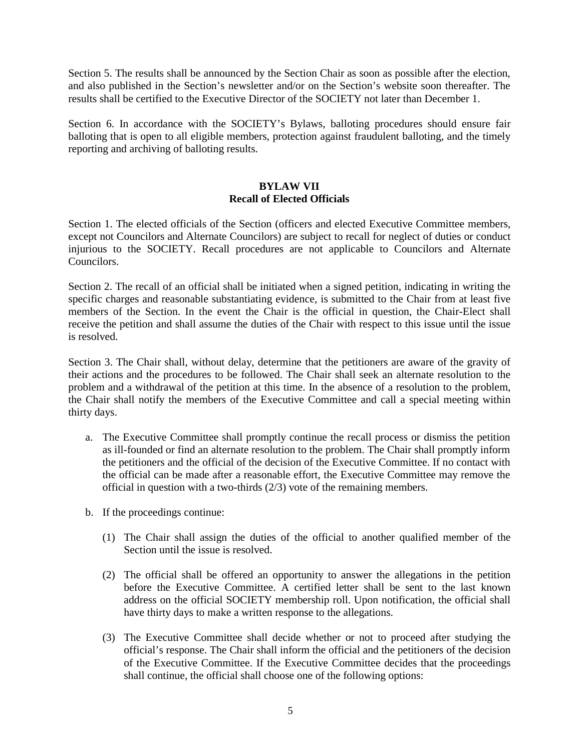Section 5. The results shall be announced by the Section Chair as soon as possible after the election, and also published in the Section's newsletter and/or on the Section's website soon thereafter. The results shall be certified to the Executive Director of the SOCIETY not later than December 1.

Section 6. In accordance with the SOCIETY's Bylaws, balloting procedures should ensure fair balloting that is open to all eligible members, protection against fraudulent balloting, and the timely reporting and archiving of balloting results.

## BYLAW VII
## Recall of Elected Officials

Section 1. The elected officials of the Section (officers and elected Executive Committee members, except not Councilors and Alternate Councilors) are subject to recall for neglect of duties or conduct injurious to the SOCIETY. Recall procedures are not applicable to Councilors and Alternate Councilors.

Section 2. The recall of an official shall be initiated when a signed petition, indicating in writing the specific charges and reasonable substantiating evidence, is submitted to the Chair from at least five members of the Section. In the event the Chair is the official in question, the Chair-Elect shall receive the petition and shall assume the duties of the Chair with respect to this issue until the issue is resolved.

Section 3. The Chair shall, without delay, determine that the petitioners are aware of the gravity of their actions and the procedures to be followed. The Chair shall seek an alternate resolution to the problem and a withdrawal of the petition at this time. In the absence of a resolution to the problem, the Chair shall notify the members of the Executive Committee and call a special meeting within thirty days.

a. The Executive Committee shall promptly continue the recall process or dismiss the petition as ill-founded or find an alternate resolution to the problem. The Chair shall promptly inform the petitioners and the official of the decision of the Executive Committee. If no contact with the official can be made after a reasonable effort, the Executive Committee may remove the official in question with a two-thirds (2/3) vote of the remaining members.

b. If the proceedings continue:

    (1) The Chair shall assign the duties of the official to another qualified member of the Section until the issue is resolved.

    (2) The official shall be offered an opportunity to answer the allegations in the petition before the Executive Committee. A certified letter shall be sent to the last known address on the official SOCIETY membership roll. Upon notification, the official shall have thirty days to make a written response to the allegations.

    (3) The Executive Committee shall decide whether or not to proceed after studying the official's response. The Chair shall inform the official and the petitioners of the decision of the Executive Committee. If the Executive Committee decides that the proceedings shall continue, the official shall choose one of the following options: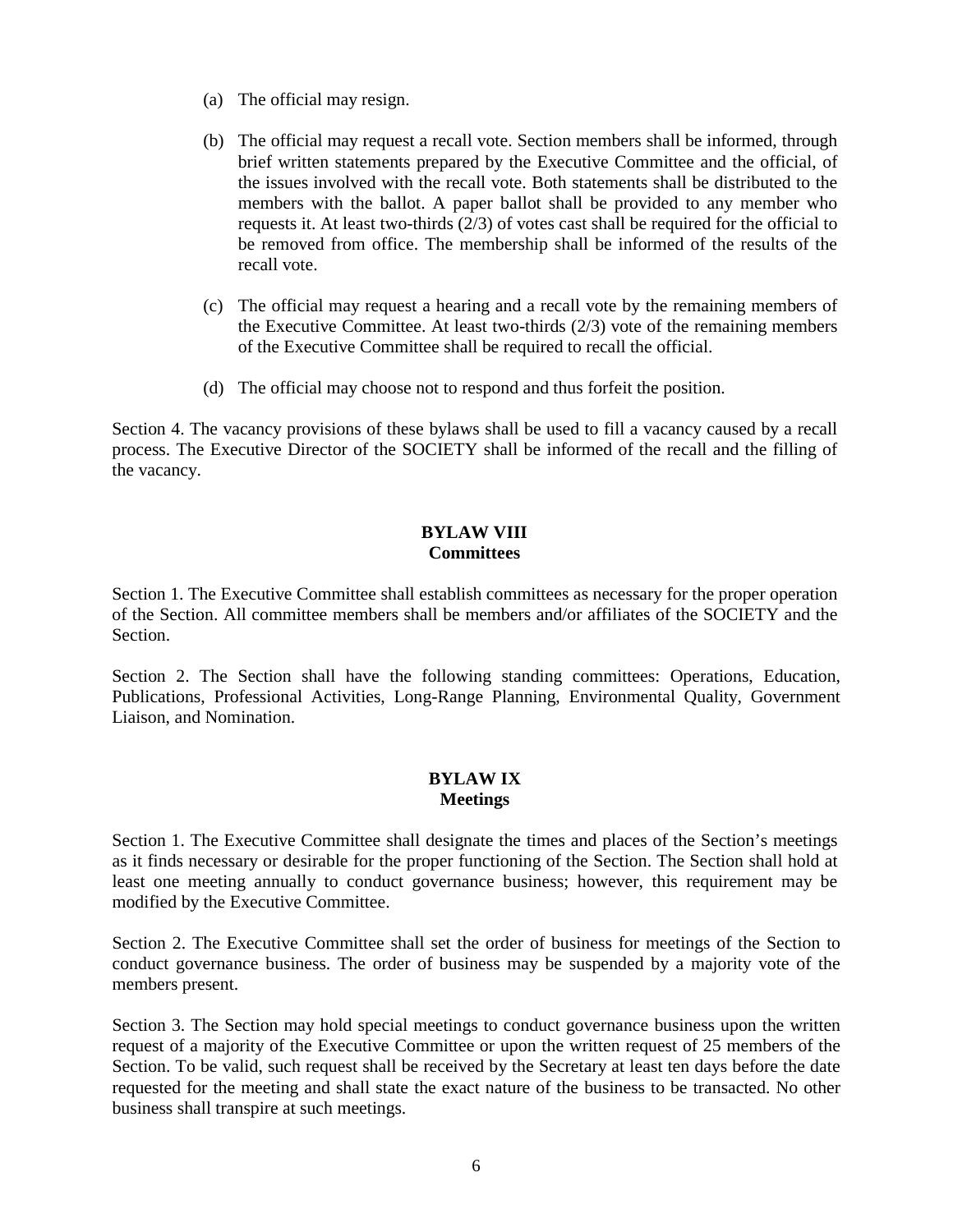(a) The official may resign.

(b) The official may request a recall vote. Section members shall be informed, through brief written statements prepared by the Executive Committee and the official, of the issues involved with the recall vote. Both statements shall be distributed to the members with the ballot. A paper ballot shall be provided to any member who requests it. At least two-thirds (2/3) of votes cast shall be required for the official to be removed from office. The membership shall be informed of the results of the recall vote.

(c) The official may request a hearing and a recall vote by the remaining members of the Executive Committee. At least two-thirds (2/3) vote of the remaining members of the Executive Committee shall be required to recall the official.

(d) The official may choose not to respond and thus forfeit the position.

Section 4. The vacancy provisions of these bylaws shall be used to fill a vacancy caused by a recall process. The Executive Director of the SOCIETY shall be informed of the recall and the filling of the vacancy.

## BYLAW VIII
## Committees

Section 1. The Executive Committee shall establish committees as necessary for the proper operation of the Section. All committee members shall be members and/or affiliates of the SOCIETY and the Section.

Section 2. The Section shall have the following standing committees: Operations, Education, Publications, Professional Activities, Long-Range Planning, Environmental Quality, Government Liaison, and Nomination.

## BYLAW IX
## Meetings

Section 1. The Executive Committee shall designate the times and places of the Section's meetings as it finds necessary or desirable for the proper functioning of the Section. The Section shall hold at least one meeting annually to conduct governance business; however, this requirement may be modified by the Executive Committee.

Section 2. The Executive Committee shall set the order of business for meetings of the Section to conduct governance business. The order of business may be suspended by a majority vote of the members present.

Section 3. The Section may hold special meetings to conduct governance business upon the written request of a majority of the Executive Committee or upon the written request of 25 members of the Section. To be valid, such request shall be received by the Secretary at least ten days before the date requested for the meeting and shall state the exact nature of the business to be transacted. No other business shall transpire at such meetings.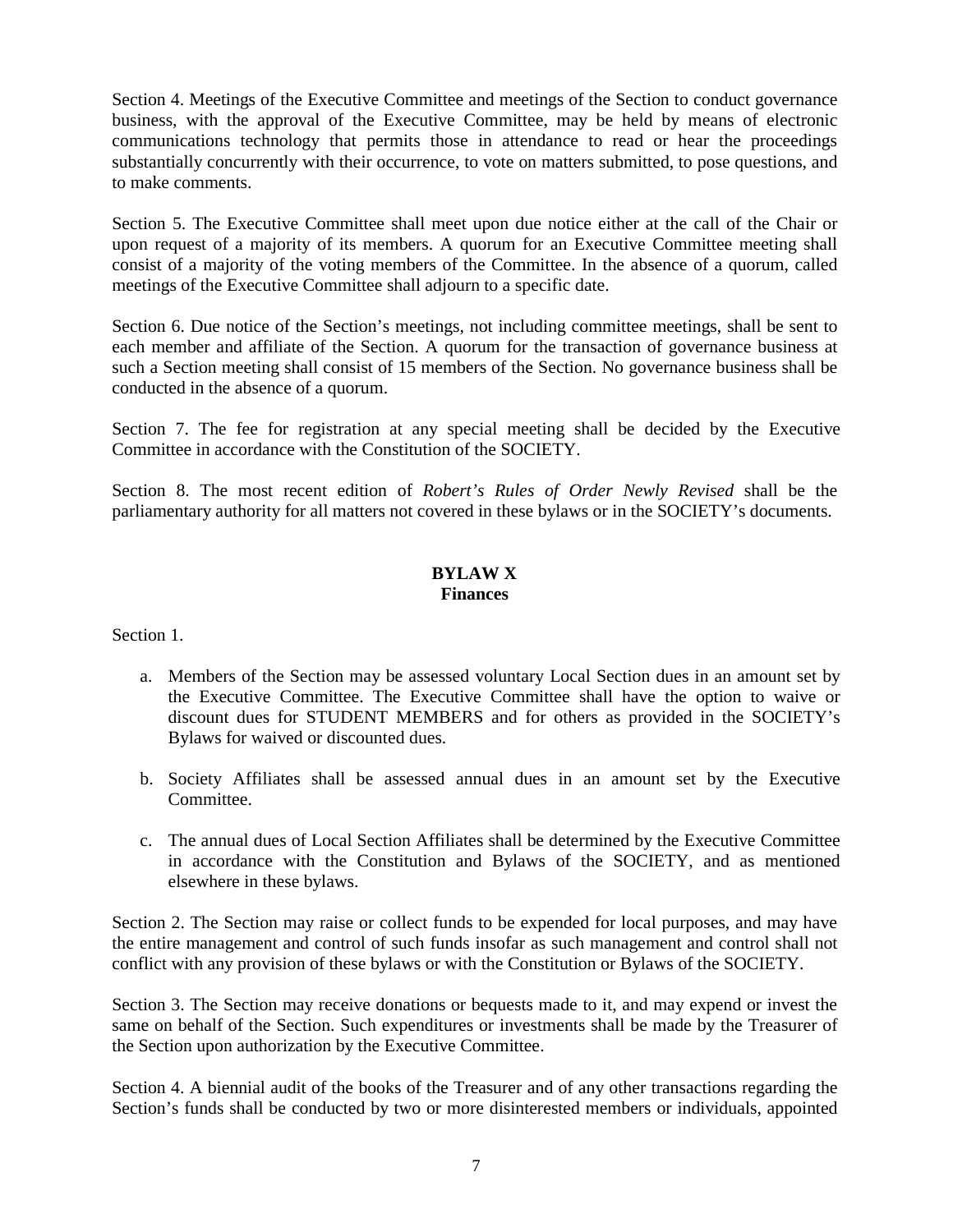Section 4. Meetings of the Executive Committee and meetings of the Section to conduct governance business, with the approval of the Executive Committee, may be held by means of electronic communications technology that permits those in attendance to read or hear the proceedings substantially concurrently with their occurrence, to vote on matters submitted, to pose questions, and to make comments.

Section 5. The Executive Committee shall meet upon due notice either at the call of the Chair or upon request of a majority of its members. A quorum for an Executive Committee meeting shall consist of a majority of the voting members of the Committee. In the absence of a quorum, called meetings of the Executive Committee shall adjourn to a specific date.

Section 6. Due notice of the Section's meetings, not including committee meetings, shall be sent to each member and affiliate of the Section. A quorum for the transaction of governance business at such a Section meeting shall consist of 15 members of the Section. No governance business shall be conducted in the absence of a quorum.

Section 7. The fee for registration at any special meeting shall be decided by the Executive Committee in accordance with the Constitution of the SOCIETY.

Section 8. The most recent edition of *Robert's Rules of Order Newly Revised* shall be the parliamentary authority for all matters not covered in these bylaws or in the SOCIETY's documents.

## BYLAW X
## Finances

Section 1.

a. Members of the Section may be assessed voluntary Local Section dues in an amount set by the Executive Committee. The Executive Committee shall have the option to waive or discount dues for STUDENT MEMBERS and for others as provided in the SOCIETY's Bylaws for waived or discounted dues.

b. Society Affiliates shall be assessed annual dues in an amount set by the Executive Committee.

c. The annual dues of Local Section Affiliates shall be determined by the Executive Committee in accordance with the Constitution and Bylaws of the SOCIETY, and as mentioned elsewhere in these bylaws.

Section 2. The Section may raise or collect funds to be expended for local purposes, and may have the entire management and control of such funds insofar as such management and control shall not conflict with any provision of these bylaws or with the Constitution or Bylaws of the SOCIETY.

Section 3. The Section may receive donations or bequests made to it, and may expend or invest the same on behalf of the Section. Such expenditures or investments shall be made by the Treasurer of the Section upon authorization by the Executive Committee.

Section 4. A biennial audit of the books of the Treasurer and of any other transactions regarding the Section's funds shall be conducted by two or more disinterested members or individuals, appointed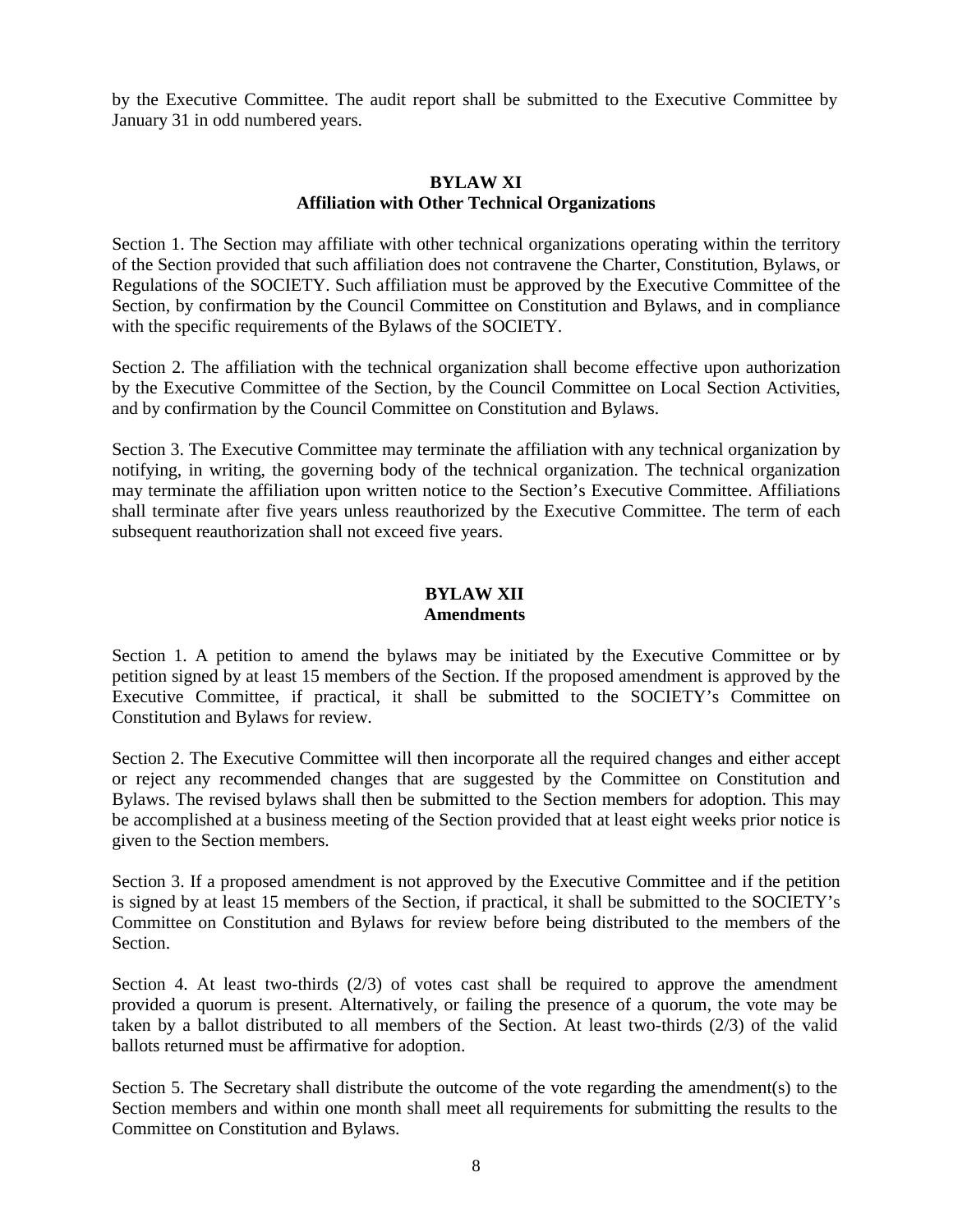by the Executive Committee. The audit report shall be submitted to the Executive Committee by January 31 in odd numbered years.

## BYLAW XI
## Affiliation with Other Technical Organizations

Section 1. The Section may affiliate with other technical organizations operating within the territory of the Section provided that such affiliation does not contravene the Charter, Constitution, Bylaws, or Regulations of the SOCIETY. Such affiliation must be approved by the Executive Committee of the Section, by confirmation by the Council Committee on Constitution and Bylaws, and in compliance with the specific requirements of the Bylaws of the SOCIETY.

Section 2. The affiliation with the technical organization shall become effective upon authorization by the Executive Committee of the Section, by the Council Committee on Local Section Activities, and by confirmation by the Council Committee on Constitution and Bylaws.

Section 3. The Executive Committee may terminate the affiliation with any technical organization by notifying, in writing, the governing body of the technical organization. The technical organization may terminate the affiliation upon written notice to the Section's Executive Committee. Affiliations shall terminate after five years unless reauthorized by the Executive Committee. The term of each subsequent reauthorization shall not exceed five years.

## BYLAW XII
## Amendments

Section 1. A petition to amend the bylaws may be initiated by the Executive Committee or by petition signed by at least 15 members of the Section. If the proposed amendment is approved by the Executive Committee, if practical, it shall be submitted to the SOCIETY's Committee on Constitution and Bylaws for review.

Section 2. The Executive Committee will then incorporate all the required changes and either accept or reject any recommended changes that are suggested by the Committee on Constitution and Bylaws. The revised bylaws shall then be submitted to the Section members for adoption. This may be accomplished at a business meeting of the Section provided that at least eight weeks prior notice is given to the Section members.

Section 3. If a proposed amendment is not approved by the Executive Committee and if the petition is signed by at least 15 members of the Section, if practical, it shall be submitted to the SOCIETY's Committee on Constitution and Bylaws for review before being distributed to the members of the Section.

Section 4. At least two-thirds (2/3) of votes cast shall be required to approve the amendment provided a quorum is present. Alternatively, or failing the presence of a quorum, the vote may be taken by a ballot distributed to all members of the Section. At least two-thirds (2/3) of the valid ballots returned must be affirmative for adoption.

Section 5. The Secretary shall distribute the outcome of the vote regarding the amendment(s) to the Section members and within one month shall meet all requirements for submitting the results to the Committee on Constitution and Bylaws.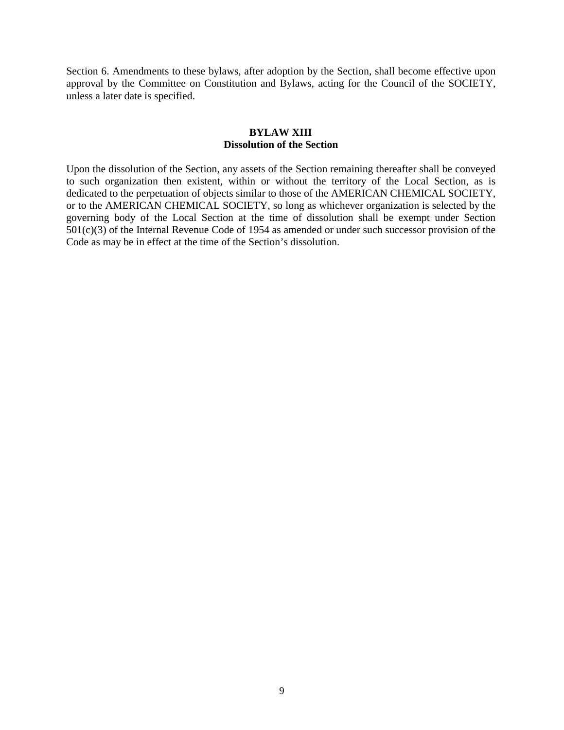Section 6. Amendments to these bylaws, after adoption by the Section, shall become effective upon approval by the Committee on Constitution and Bylaws, acting for the Council of the SOCIETY, unless a later date is specified.

## BYLAW XIII
## Dissolution of the Section

Upon the dissolution of the Section, any assets of the Section remaining thereafter shall be conveyed to such organization then existent, within or without the territory of the Local Section, as is dedicated to the perpetuation of objects similar to those of the AMERICAN CHEMICAL SOCIETY, or to the AMERICAN CHEMICAL SOCIETY, so long as whichever organization is selected by the governing body of the Local Section at the time of dissolution shall be exempt under Section 501(c)(3) of the Internal Revenue Code of 1954 as amended or under such successor provision of the Code as may be in effect at the time of the Section's dissolution.